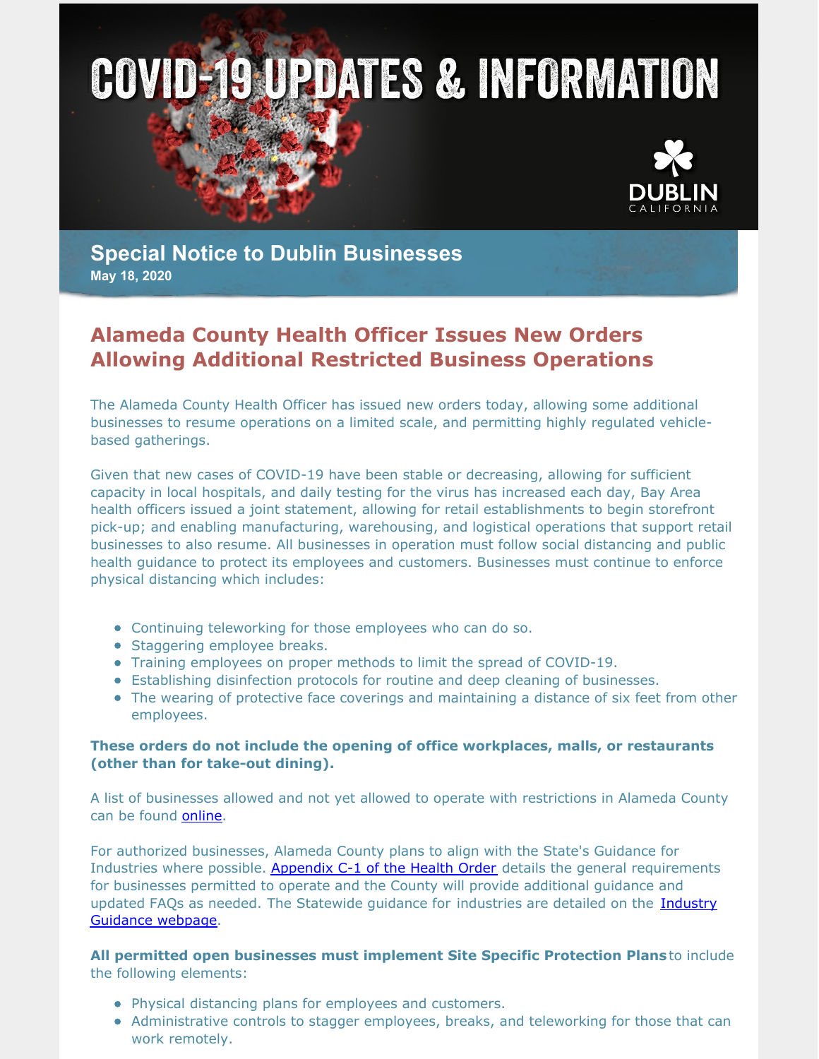# COVID-19 UPDATES & INFORMATION

DUBLIN CALIFORNIA

## Special Notice to Dublin Businesses

**May 18, 2020**

## Alameda County Health Officer Issues New Orders Allowing Additional Restricted Business Operations

The Alameda County Health Officer has issued new orders today, allowing some additional businesses to resume operations on a limited scale, and permitting highly regulated vehicle-based gatherings.

Given that new cases of COVID-19 have been stable or decreasing, allowing for sufficient capacity in local hospitals, and daily testing for the virus has increased each day, Bay Area health officers issued a joint statement, allowing for retail establishments to begin storefront pick-up; and enabling manufacturing, warehousing, and logistical operations that support retail businesses to also resume. All businesses in operation must follow social distancing and public health guidance to protect its employees and customers. Businesses must continue to enforce physical distancing which includes:

- Continuing teleworking for those employees who can do so.
- Staggering employee breaks.
- Training employees on proper methods to limit the spread of COVID-19.
- Establishing disinfection protocols for routine and deep cleaning of businesses.
- The wearing of protective face coverings and maintaining a distance of six feet from other employees.

**These orders do not include the opening of office workplaces, malls, or restaurants (other than for take-out dining).**

A list of businesses allowed and not yet allowed to operate with restrictions in Alameda County can be found online.

For authorized businesses, Alameda County plans to align with the State's Guidance for Industries where possible. Appendix C-1 of the Health Order details the general requirements for businesses permitted to operate and the County will provide additional guidance and updated FAQs as needed. The Statewide guidance for industries are detailed on the Industry Guidance webpage.

**All permitted open businesses must implement Site Specific Protection Plans** to include the following elements:

- Physical distancing plans for employees and customers.
- Administrative controls to stagger employees, breaks, and teleworking for those that can work remotely.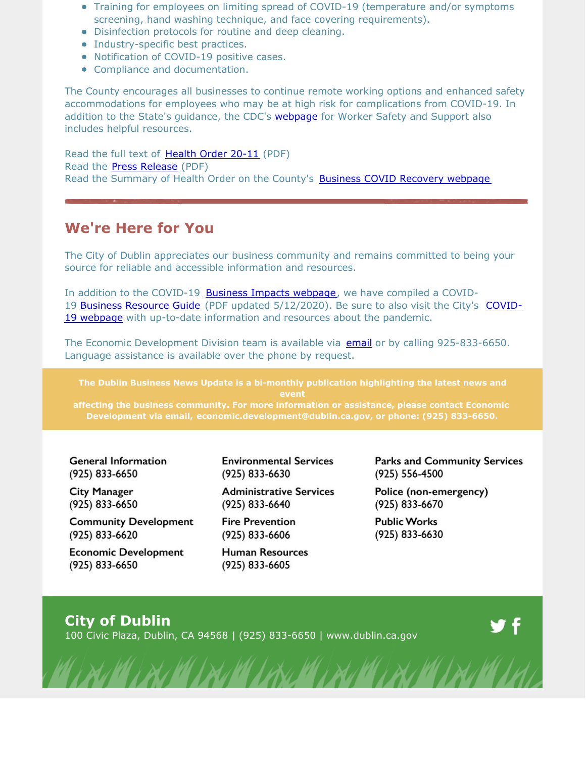- Training for employees on limiting spread of COVID-19 (temperature and/or symptoms screening, hand washing technique, and face covering requirements).
- Disinfection protocols for routine and deep cleaning.
- Industry-specific best practices.
- Notification of COVID-19 positive cases.
- Compliance and documentation.

The County encourages all businesses to continue remote working options and enhanced safety accommodations for employees who may be at high risk for complications from COVID-19. In addition to the State's guidance, the CDC's webpage for Worker Safety and Support also includes helpful resources.

Read the full text of Health Order 20-11 (PDF)
Read the Press Release (PDF)
Read the Summary of Health Order on the County's Business COVID Recovery webpage

## We're Here for You

The City of Dublin appreciates our business community and remains committed to being your source for reliable and accessible information and resources.

In addition to the COVID-19 Business Impacts webpage, we have compiled a COVID-19 Business Resource Guide (PDF updated 5/12/2020). Be sure to also visit the City's COVID-19 webpage with up-to-date information and resources about the pandemic.

The Economic Development Division team is available via email or by calling 925-833-6650. Language assistance is available over the phone by request.

**The Dublin Business News Update is a bi-monthly publication highlighting the latest news and event affecting the business community. For more information or assistance, please contact Economic Development via email, economic.development@dublin.ca.gov, or phone: (925) 833-6650.**

**General Information**
(925) 833-6650

**City Manager**
(925) 833-6650

**Community Development**
(925) 833-6620

**Economic Development**
(925) 833-6650

**Environmental Services**
(925) 833-6630

**Administrative Services**
(925) 833-6640

**Fire Prevention**
(925) 833-6606

**Human Resources**
(925) 833-6605

**Parks and Community Services**
(925) 556-4500

**Police (non-emergency)**
(925) 833-6670

**Public Works**
(925) 833-6630

**City of Dublin**
100 Civic Plaza, Dublin, CA 94568 | (925) 833-6650 | www.dublin.ca.gov